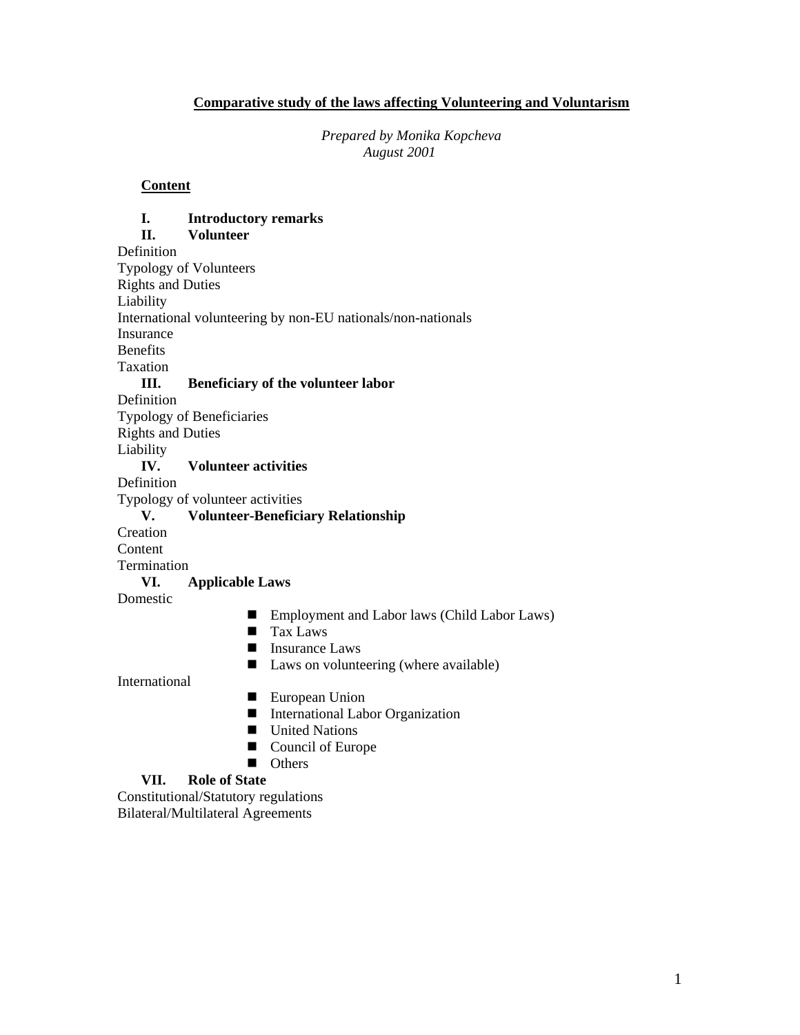# Comparative study of the laws affecting Volunteering and Voluntarism

*Prepared by Monika Kopcheva*
*August 2001*

**Content**

**I. Introductory remarks**

**II. Volunteer**

Definition
Typology of Volunteers
Rights and Duties
Liability
International volunteering by non-EU nationals/non-nationals
Insurance
Benefits
Taxation

**III. Beneficiary of the volunteer labor**

Definition
Typology of Beneficiaries
Rights and Duties
Liability

**IV. Volunteer activities**

Definition
Typology of volunteer activities

**V. Volunteer-Beneficiary Relationship**

Creation
Content
Termination

**VI. Applicable Laws**

Domestic

- Employment and Labor laws (Child Labor Laws)
- Tax Laws
- Insurance Laws
- Laws on volunteering (where available)

International

- European Union
- International Labor Organization
- United Nations
- Council of Europe
- Others

**VII. Role of State**

Constitutional/Statutory regulations
Bilateral/Multilateral Agreements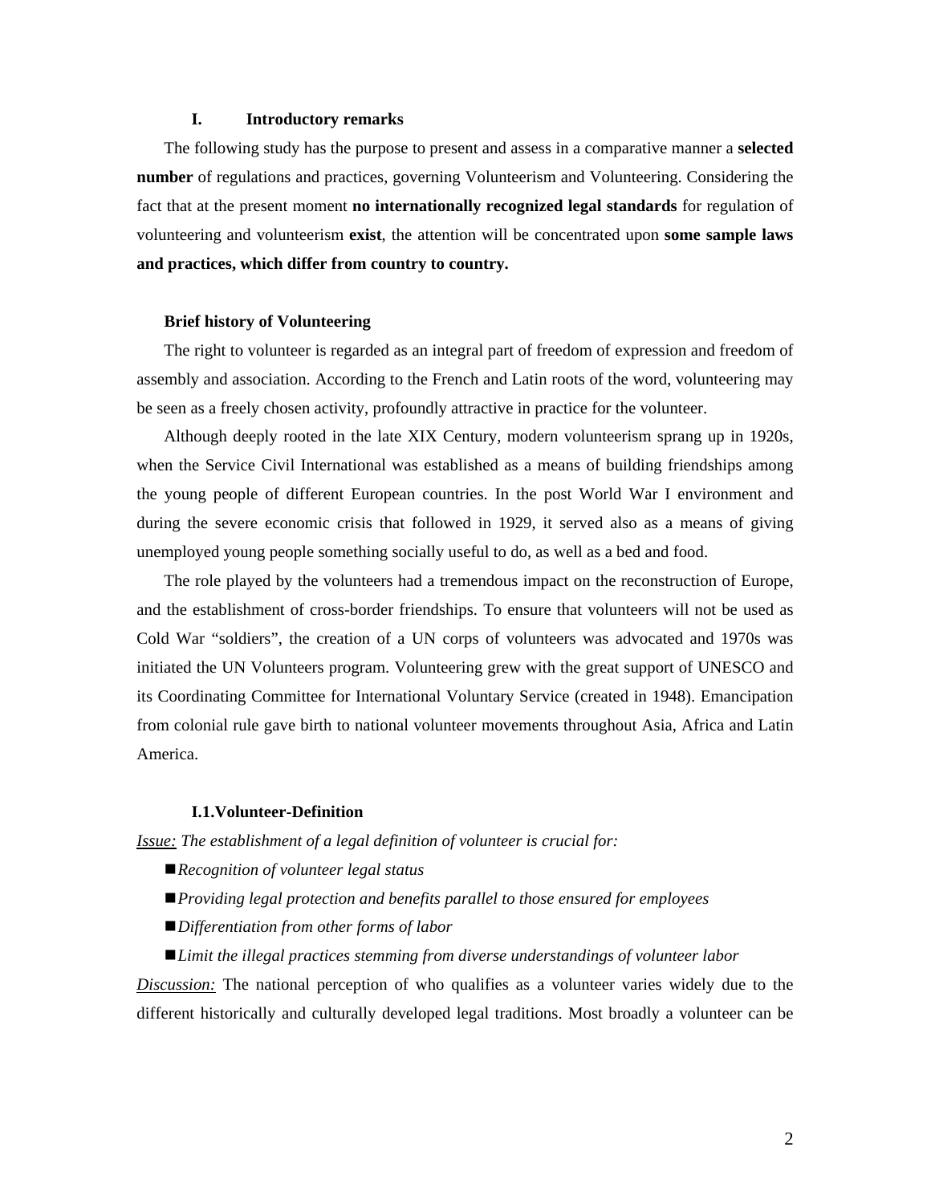## I. Introductory remarks

The following study has the purpose to present and assess in a comparative manner a **selected number** of regulations and practices, governing Volunteerism and Volunteering. Considering the fact that at the present moment **no internationally recognized legal standards** for regulation of volunteering and volunteerism **exist**, the attention will be concentrated upon **some sample laws and practices, which differ from country to country.**

### Brief history of Volunteering

The right to volunteer is regarded as an integral part of freedom of expression and freedom of assembly and association. According to the French and Latin roots of the word, volunteering may be seen as a freely chosen activity, profoundly attractive in practice for the volunteer.

Although deeply rooted in the late XIX Century, modern volunteerism sprang up in 1920s, when the Service Civil International was established as a means of building friendships among the young people of different European countries. In the post World War I environment and during the severe economic crisis that followed in 1929, it served also as a means of giving unemployed young people something socially useful to do, as well as a bed and food.

The role played by the volunteers had a tremendous impact on the reconstruction of Europe, and the establishment of cross-border friendships. To ensure that volunteers will not be used as Cold War "soldiers", the creation of a UN corps of volunteers was advocated and 1970s was initiated the UN Volunteers program. Volunteering grew with the great support of UNESCO and its Coordinating Committee for International Voluntary Service (created in 1948). Emancipation from colonial rule gave birth to national volunteer movements throughout Asia, Africa and Latin America.

### I.1.Volunteer-Definition

<u>*Issue:*</u> *The establishment of a legal definition of volunteer is crucial for:*

- *Recognition of volunteer legal status*
- *Providing legal protection and benefits parallel to those ensured for employees*
- *Differentiation from other forms of labor*
- *Limit the illegal practices stemming from diverse understandings of volunteer labor*

<u>*Discussion:*</u> The national perception of who qualifies as a volunteer varies widely due to the different historically and culturally developed legal traditions. Most broadly a volunteer can be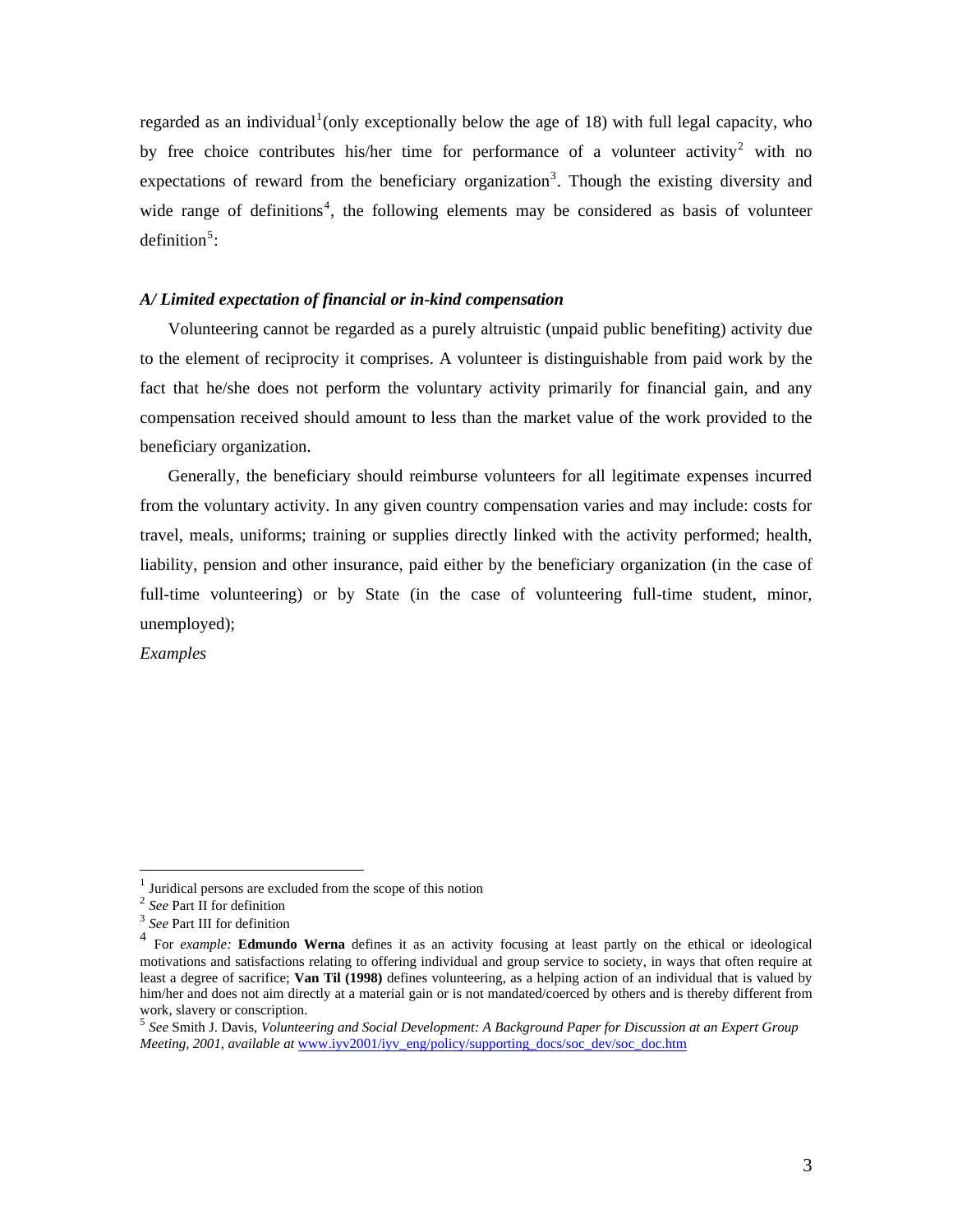regarded as an individual[1](only exceptionally below the age of 18) with full legal capacity, who by free choice contributes his/her time for performance of a volunteer activity[2] with no expectations of reward from the beneficiary organization[3]. Though the existing diversity and wide range of definitions[4], the following elements may be considered as basis of volunteer definition[5]:

### *A/ Limited expectation of financial or in-kind compensation*

Volunteering cannot be regarded as a purely altruistic (unpaid public benefiting) activity due to the element of reciprocity it comprises. A volunteer is distinguishable from paid work by the fact that he/she does not perform the voluntary activity primarily for financial gain, and any compensation received should amount to less than the market value of the work provided to the beneficiary organization.

Generally, the beneficiary should reimburse volunteers for all legitimate expenses incurred from the voluntary activity. In any given country compensation varies and may include: costs for travel, meals, uniforms; training or supplies directly linked with the activity performed; health, liability, pension and other insurance, paid either by the beneficiary organization (in the case of full-time volunteering) or by State (in the case of volunteering full-time student, minor, unemployed);

*Examples*

---

[1] Juridical persons are excluded from the scope of this notion

[2] *See* Part II for definition

[3] *See* Part III for definition

[4] For *example:* **Edmundo Werna** defines it as an activity focusing at least partly on the ethical or ideological motivations and satisfactions relating to offering individual and group service to society, in ways that often require at least a degree of sacrifice; **Van Til (1998)** defines volunteering, as a helping action of an individual that is valued by him/her and does not aim directly at a material gain or is not mandated/coerced by others and is thereby different from work, slavery or conscription.

[5] *See* Smith J. Davis, *Volunteering and Social Development: A Background Paper for Discussion at an Expert Group Meeting, 2001, available at* www.iyv2001/iyv_eng/policy/supporting_docs/soc_dev/soc_doc.htm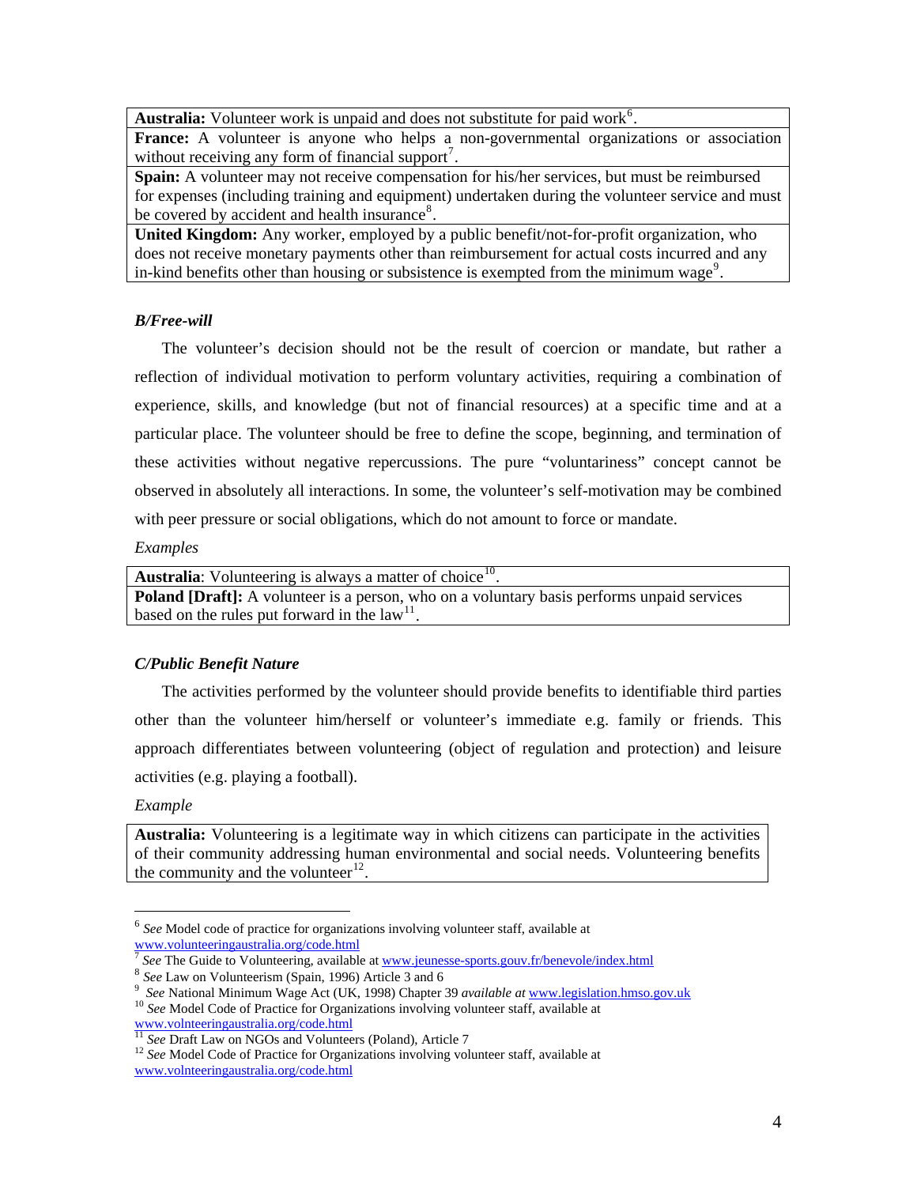| |
|---|
| **Australia:** Volunteer work is unpaid and does not substitute for paid work[6]. |
| **France:** A volunteer is anyone who helps a non-governmental organizations or association without receiving any form of financial support[7]. |
| **Spain:** A volunteer may not receive compensation for his/her services, but must be reimbursed for expenses (including training and equipment) undertaken during the volunteer service and must be covered by accident and health insurance[8]. |
| **United Kingdom:** Any worker, employed by a public benefit/not-for-profit organization, who does not receive monetary payments other than reimbursement for actual costs incurred and any in-kind benefits other than housing or subsistence is exempted from the minimum wage[9]. |

### *B/Free-will*

The volunteer's decision should not be the result of coercion or mandate, but rather a reflection of individual motivation to perform voluntary activities, requiring a combination of experience, skills, and knowledge (but not of financial resources) at a specific time and at a particular place. The volunteer should be free to define the scope, beginning, and termination of these activities without negative repercussions. The pure "voluntariness" concept cannot be observed in absolutely all interactions. In some, the volunteer's self-motivation may be combined with peer pressure or social obligations, which do not amount to force or mandate.

*Examples*

| |
|---|
| **Australia**: Volunteering is always a matter of choice[10]. |
| **Poland [Draft]:** A volunteer is a person, who on a voluntary basis performs unpaid services based on the rules put forward in the law[11]. |

### *C/Public Benefit Nature*

The activities performed by the volunteer should provide benefits to identifiable third parties other than the volunteer him/herself or volunteer's immediate e.g. family or friends. This approach differentiates between volunteering (object of regulation and protection) and leisure activities (e.g. playing a football).

*Example*

| |
|---|
| **Australia:** Volunteering is a legitimate way in which citizens can participate in the activities of their community addressing human environmental and social needs. Volunteering benefits the community and the volunteer[12]. |

---

[6] *See* Model code of practice for organizations involving volunteer staff, available at www.volunteeringaustralia.org/code.html

[7] *See* The Guide to Volunteering, available at www.jeunesse-sports.gouv.fr/benevole/index.html

[8] *See* Law on Volunteerism (Spain, 1996) Article 3 and 6

[9] *See* National Minimum Wage Act (UK, 1998) Chapter 39 *available at* www.legislation.hmso.gov.uk

[10] *See* Model Code of Practice for Organizations involving volunteer staff, available at www.volnteeringaustralia.org/code.html

[11] *See* Draft Law on NGOs and Volunteers (Poland), Article 7

[12] *See* Model Code of Practice for Organizations involving volunteer staff, available at www.volnteeringaustralia.org/code.html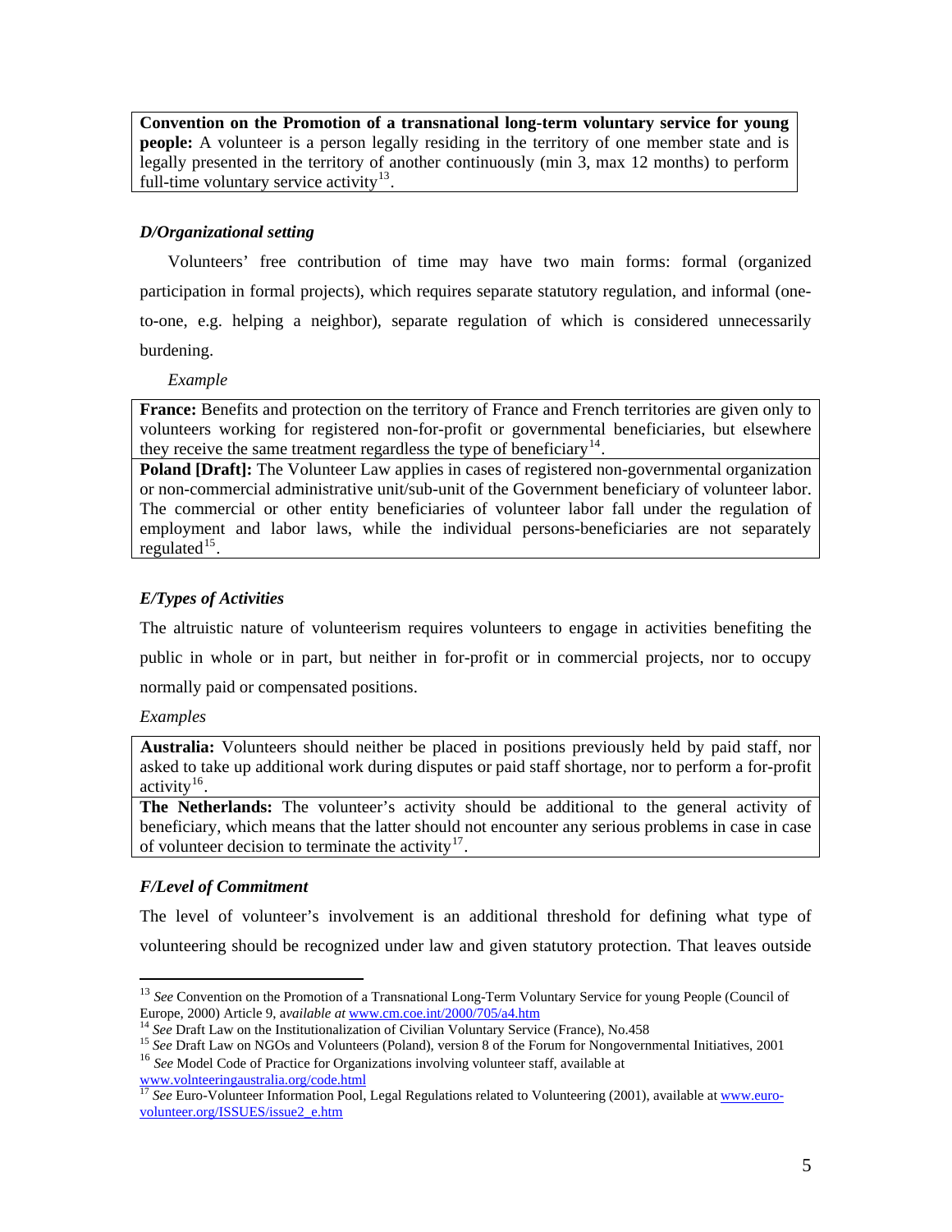| **Convention on the Promotion of a transnational long-term voluntary service for young people:** A volunteer is a person legally residing in the territory of one member state and is legally presented in the territory of another continuously (min 3, max 12 months) to perform full-time voluntary service activity[13]. |
|---|

*D/Organizational setting*

Volunteers' free contribution of time may have two main forms: formal (organized participation in formal projects), which requires separate statutory regulation, and informal (one-to-one, e.g. helping a neighbor), separate regulation of which is considered unnecessarily burdening.

*Example*

| **France:** Benefits and protection on the territory of France and French territories are given only to volunteers working for registered non-for-profit or governmental beneficiaries, but elsewhere they receive the same treatment regardless the type of beneficiary[14]. |
|---|
| **Poland [Draft]:** The Volunteer Law applies in cases of registered non-governmental organization or non-commercial administrative unit/sub-unit of the Government beneficiary of volunteer labor. The commercial or other entity beneficiaries of volunteer labor fall under the regulation of employment and labor laws, while the individual persons-beneficiaries are not separately regulated[15]. |

*E/Types of Activities*

The altruistic nature of volunteerism requires volunteers to engage in activities benefiting the public in whole or in part, but neither in for-profit or in commercial projects, nor to occupy normally paid or compensated positions.

*Examples*

| **Australia:** Volunteers should neither be placed in positions previously held by paid staff, nor asked to take up additional work during disputes or paid staff shortage, nor to perform a for-profit activity[16]. |
|---|
| **The Netherlands:** The volunteer's activity should be additional to the general activity of beneficiary, which means that the latter should not encounter any serious problems in case in case of volunteer decision to terminate the activity[17]. |

*F/Level of Commitment*

The level of volunteer's involvement is an additional threshold for defining what type of volunteering should be recognized under law and given statutory protection. That leaves outside

---

[13] *See* Convention on the Promotion of a Transnational Long-Term Voluntary Service for young People (Council of Europe, 2000) Article 9, *available at* www.cm.coe.int/2000/705/a4.htm

[14] *See* Draft Law on the Institutionalization of Civilian Voluntary Service (France), No.458

[15] *See* Draft Law on NGOs and Volunteers (Poland), version 8 of the Forum for Nongovernmental Initiatives, 2001

[16] *See* Model Code of Practice for Organizations involving volunteer staff, available at www.volnteeringaustralia.org/code.html

[17] *See* Euro-Volunteer Information Pool, Legal Regulations related to Volunteering (2001), available at www.euro-volunteer.org/ISSUES/issue2_e.htm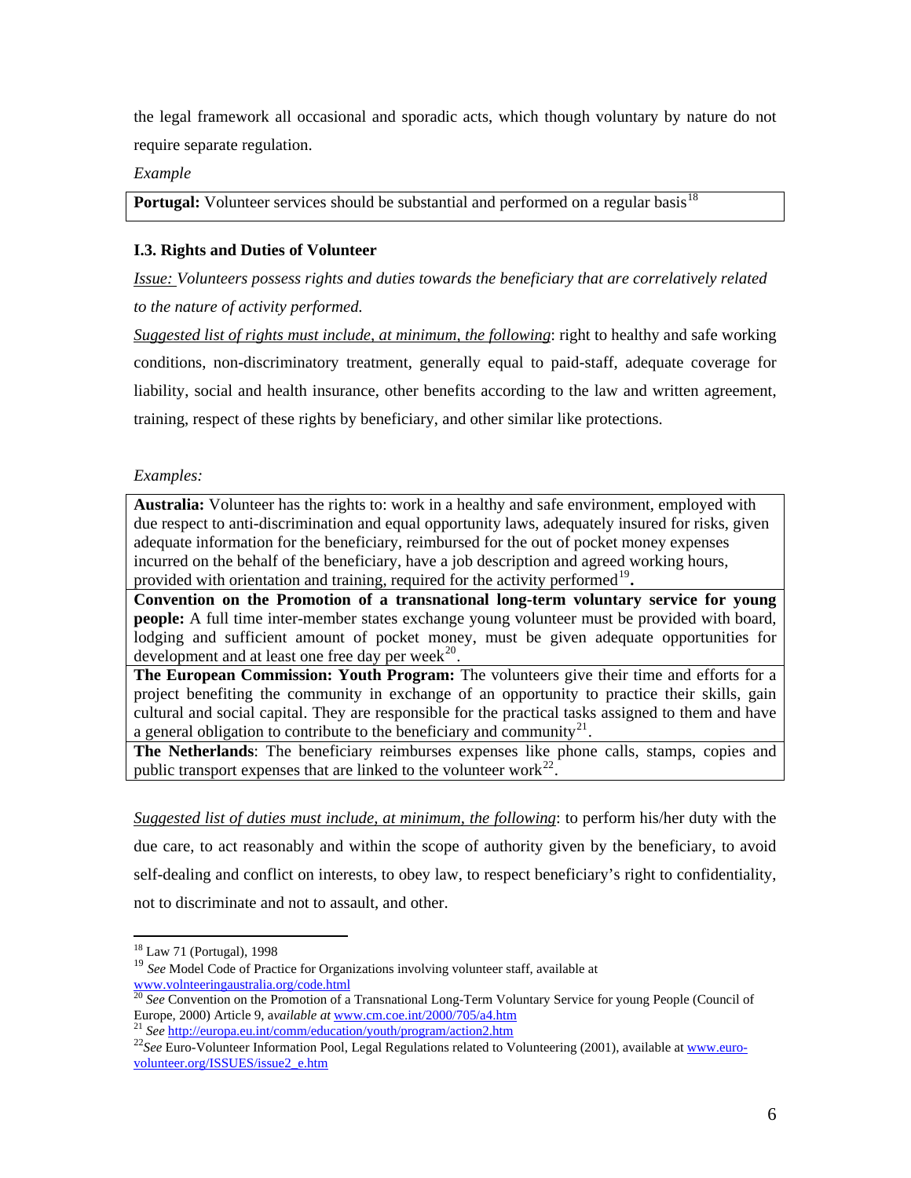the legal framework all occasional and sporadic acts, which though voluntary by nature do not require separate regulation.

*Example*

| **Portugal:** Volunteer services should be substantial and performed on a regular basis[18] |
|---|

### I.3. Rights and Duties of Volunteer

*Issue: Volunteers possess rights and duties towards the beneficiary that are correlatively related to the nature of activity performed.*

*Suggested list of rights must include, at minimum, the following*: right to healthy and safe working conditions, non-discriminatory treatment, generally equal to paid-staff, adequate coverage for liability, social and health insurance, other benefits according to the law and written agreement, training, respect of these rights by beneficiary, and other similar like protections.

*Examples:*

| **Australia:** Volunteer has the rights to: work in a healthy and safe environment, employed with due respect to anti-discrimination and equal opportunity laws, adequately insured for risks, given adequate information for the beneficiary, reimbursed for the out of pocket money expenses incurred on the behalf of the beneficiary, have a job description and agreed working hours, provided with orientation and training, required for the activity performed[19]. |
|---|
| **Convention on the Promotion of a transnational long-term voluntary service for young people:** A full time inter-member states exchange young volunteer must be provided with board, lodging and sufficient amount of pocket money, must be given adequate opportunities for development and at least one free day per week[20]. |
| **The European Commission: Youth Program:** The volunteers give their time and efforts for a project benefiting the community in exchange of an opportunity to practice their skills, gain cultural and social capital. They are responsible for the practical tasks assigned to them and have a general obligation to contribute to the beneficiary and community[21]. |
| **The Netherlands**: The beneficiary reimburses expenses like phone calls, stamps, copies and public transport expenses that are linked to the volunteer work[22]. |

*Suggested list of duties must include, at minimum, the following*: to perform his/her duty with the due care, to act reasonably and within the scope of authority given by the beneficiary, to avoid self-dealing and conflict on interests, to obey law, to respect beneficiary's right to confidentiality, not to discriminate and not to assault, and other.

---

[18] Law 71 (Portugal), 1998

[19] *See* Model Code of Practice for Organizations involving volunteer staff, available at www.volnteeringaustralia.org/code.html

[20] *See* Convention on the Promotion of a Transnational Long-Term Voluntary Service for young People (Council of Europe, 2000) Article 9, *available at* www.cm.coe.int/2000/705/a4.htm

[21] *See* http://europa.eu.int/comm/education/youth/program/action2.htm

[22] *See* Euro-Volunteer Information Pool, Legal Regulations related to Volunteering (2001), available at www.euro-volunteer.org/ISSUES/issue2_e.htm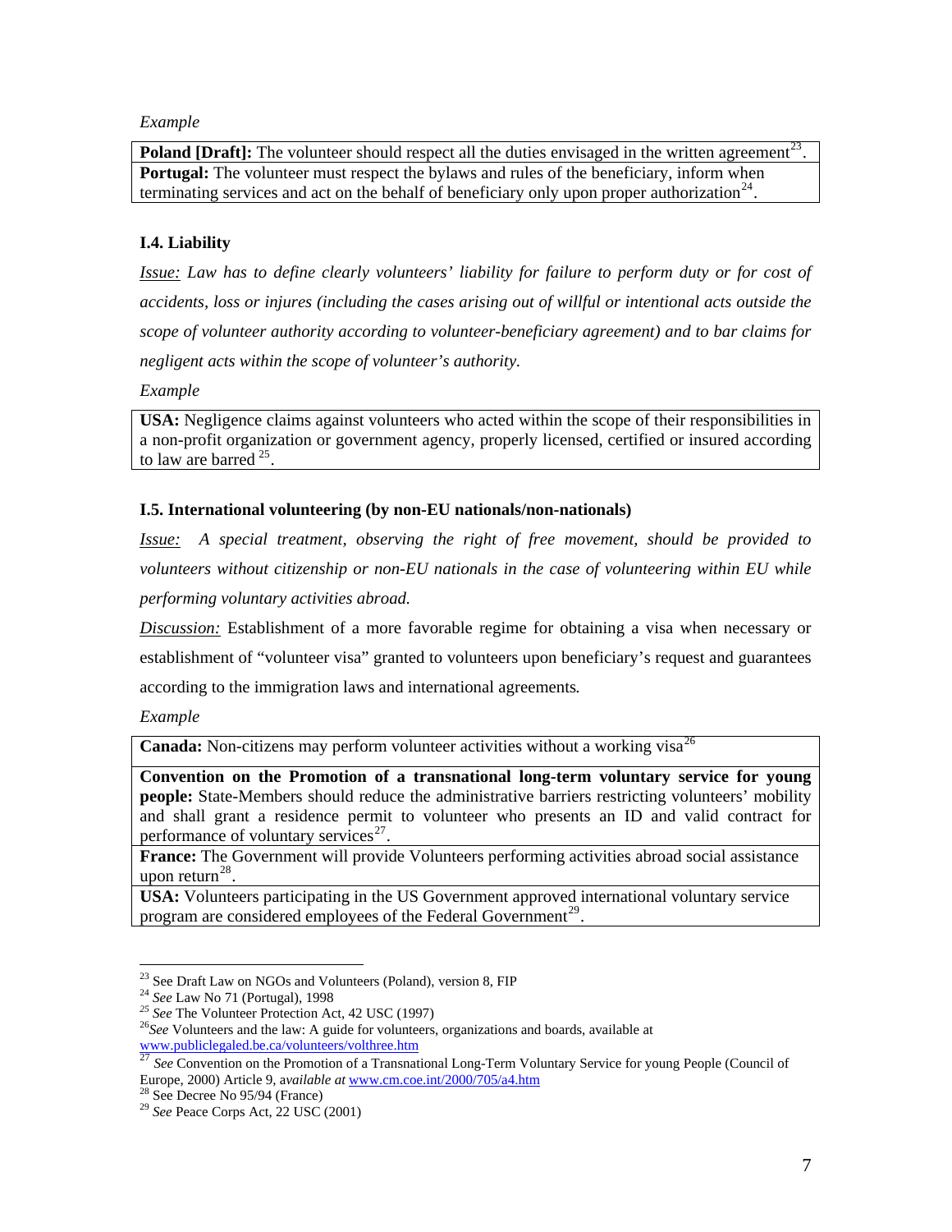*Example*

| |
|---|
| **Poland [Draft]:** The volunteer should respect all the duties envisaged in the written agreement[23]. |
| **Portugal:** The volunteer must respect the bylaws and rules of the beneficiary, inform when terminating services and act on the behalf of beneficiary only upon proper authorization[24]. |

### I.4. Liability

*<u>Issue:</u> Law has to define clearly volunteers' liability for failure to perform duty or for cost of accidents, loss or injures (including the cases arising out of willful or intentional acts outside the scope of volunteer authority according to volunteer-beneficiary agreement) and to bar claims for negligent acts within the scope of volunteer's authority.*

*Example*

| |
|---|
| **USA:** Negligence claims against volunteers who acted within the scope of their responsibilities in a non-profit organization or government agency, properly licensed, certified or insured according to law are barred [25]. |

### I.5. International volunteering (by non-EU nationals/non-nationals)

*<u>Issue:</u> A special treatment, observing the right of free movement, should be provided to volunteers without citizenship or non-EU nationals in the case of volunteering within EU while performing voluntary activities abroad.*

<u>Discussion:</u> Establishment of a more favorable regime for obtaining a visa when necessary or establishment of "volunteer visa" granted to volunteers upon beneficiary's request and guarantees according to the immigration laws and international agreements.

*Example*

| |
|---|
| **Canada:** Non-citizens may perform volunteer activities without a working visa[26] |
| **Convention on the Promotion of a transnational long-term voluntary service for young people:** State-Members should reduce the administrative barriers restricting volunteers' mobility and shall grant a residence permit to volunteer who presents an ID and valid contract for performance of voluntary services[27]. |
| **France:** The Government will provide Volunteers performing activities abroad social assistance upon return[28]. |
| **USA:** Volunteers participating in the US Government approved international voluntary service program are considered employees of the Federal Government[29]. |

---

[23] See Draft Law on NGOs and Volunteers (Poland), version 8, FIP

[24] *See* Law No 71 (Portugal), 1998

[25] *See* The Volunteer Protection Act, 42 USC (1997)

[26] *See* Volunteers and the law: A guide for volunteers, organizations and boards, available at www.publiclegaled.be.ca/volunteers/volthree.htm

[27] *See* Convention on the Promotion of a Transnational Long-Term Voluntary Service for young People (Council of Europe, 2000) Article 9, *available at* www.cm.coe.int/2000/705/a4.htm

[28] See Decree No 95/94 (France)

[29] *See* Peace Corps Act, 22 USC (2001)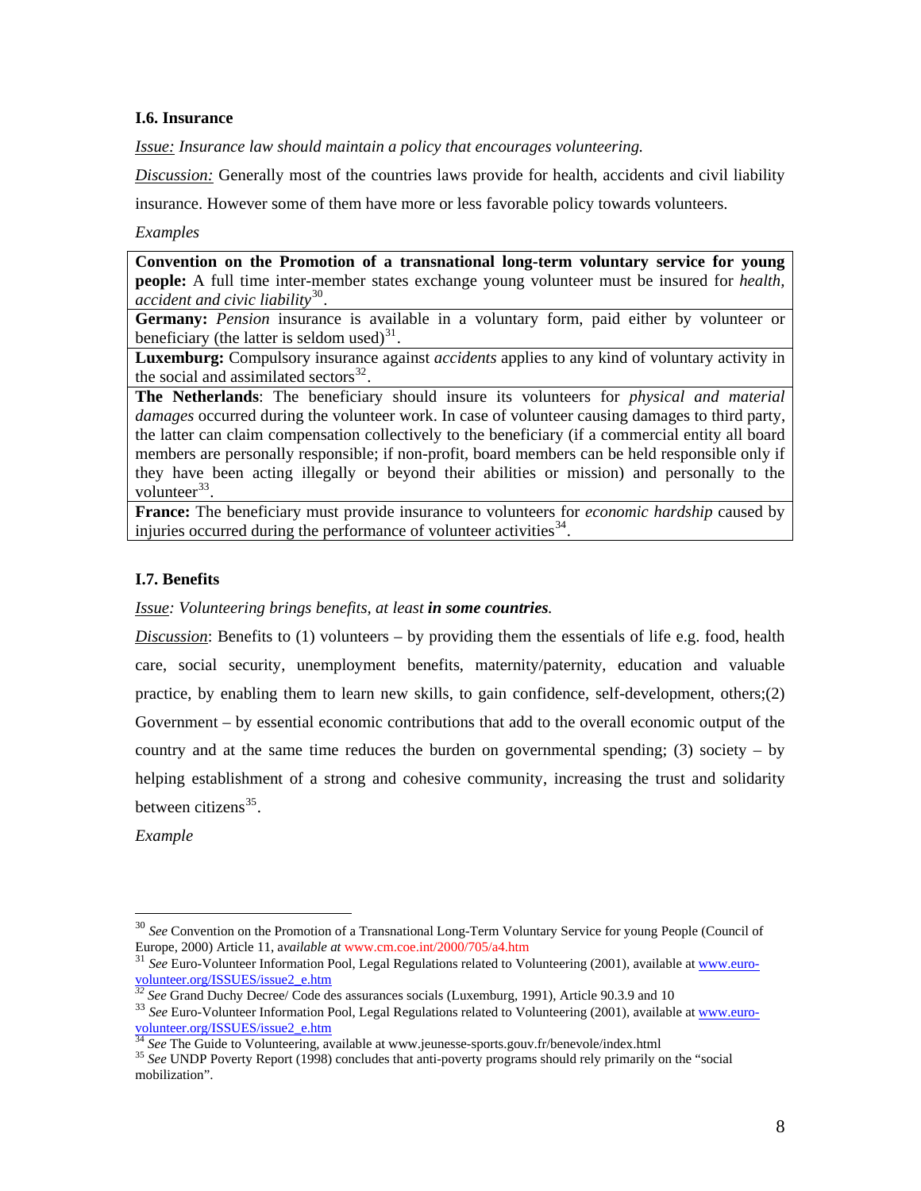### I.6. Insurance

*Issue: Insurance law should maintain a policy that encourages volunteering.*

*Discussion:* Generally most of the countries laws provide for health, accidents and civil liability insurance. However some of them have more or less favorable policy towards volunteers.

*Examples*

| |
|---|
| **Convention on the Promotion of a transnational long-term voluntary service for young people:** A full time inter-member states exchange young volunteer must be insured for *health, accident and civic liability*[30]. |
| **Germany:** *Pension* insurance is available in a voluntary form, paid either by volunteer or beneficiary (the latter is seldom used)[31]. |
| **Luxemburg:** Compulsory insurance against *accidents* applies to any kind of voluntary activity in the social and assimilated sectors[32]. |
| **The Netherlands**: The beneficiary should insure its volunteers for *physical and material damages* occurred during the volunteer work. In case of volunteer causing damages to third party, the latter can claim compensation collectively to the beneficiary (if a commercial entity all board members are personally responsible; if non-profit, board members can be held responsible only if they have been acting illegally or beyond their abilities or mission) and personally to the volunteer[33]. |
| **France:** The beneficiary must provide insurance to volunteers for *economic hardship* caused by injuries occurred during the performance of volunteer activities[34]. |

### I.7. Benefits

*Issue: Volunteering brings benefits, at least **in some countries**.*

*Discussion*: Benefits to (1) volunteers – by providing them the essentials of life e.g. food, health care, social security, unemployment benefits, maternity/paternity, education and valuable practice, by enabling them to learn new skills, to gain confidence, self-development, others;(2) Government – by essential economic contributions that add to the overall economic output of the country and at the same time reduces the burden on governmental spending; (3) society – by helping establishment of a strong and cohesive community, increasing the trust and solidarity between citizens[35].

*Example*

---

[30] *See* Convention on the Promotion of a Transnational Long-Term Voluntary Service for young People (Council of Europe, 2000) Article 11, *available at* www.cm.coe.int/2000/705/a4.htm

[31] *See* Euro-Volunteer Information Pool, Legal Regulations related to Volunteering (2001), available at www.euro-volunteer.org/ISSUES/issue2_e.htm

[32] *See* Grand Duchy Decree/ Code des assurances socials (Luxemburg, 1991), Article 90.3.9 and 10

[33] *See* Euro-Volunteer Information Pool, Legal Regulations related to Volunteering (2001), available at www.euro-volunteer.org/ISSUES/issue2_e.htm

[34] *See* The Guide to Volunteering, available at www.jeunesse-sports.gouv.fr/benevole/index.html

[35] *See* UNDP Poverty Report (1998) concludes that anti-poverty programs should rely primarily on the "social mobilization".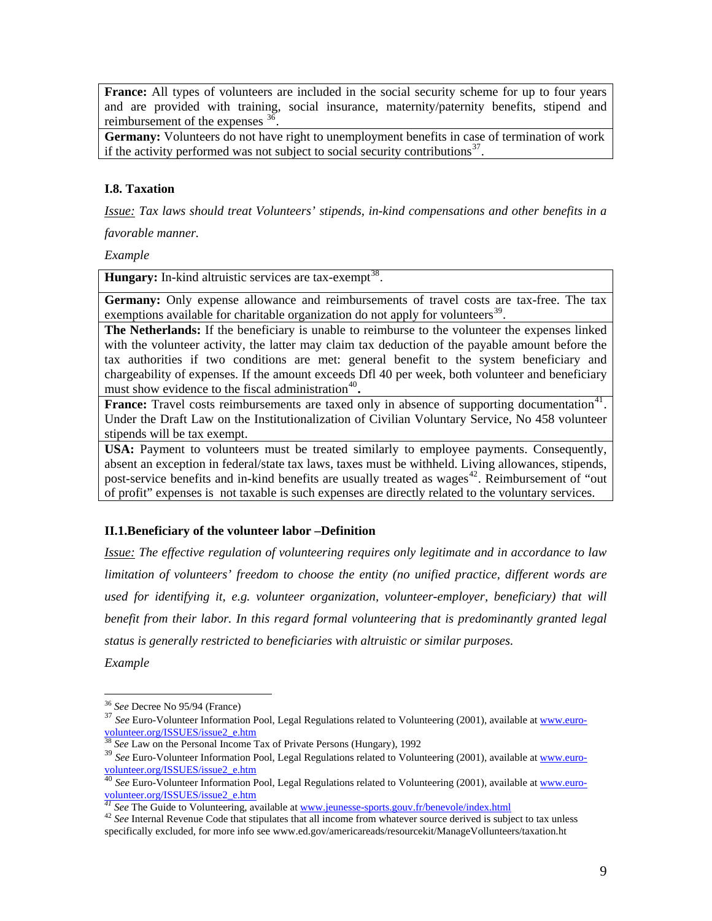| |
|---|
| **France:** All types of volunteers are included in the social security scheme for up to four years and are provided with training, social insurance, maternity/paternity benefits, stipend and reimbursement of the expenses [36]. |
| **Germany:** Volunteers do not have right to unemployment benefits in case of termination of work if the activity performed was not subject to social security contributions[37]. |

### I.8. Taxation

*Issue: Tax laws should treat Volunteers' stipends, in-kind compensations and other benefits in a favorable manner.*

*Example*

| |
|---|
| **Hungary:** In-kind altruistic services are tax-exempt[38]. |
| **Germany:** Only expense allowance and reimbursements of travel costs are tax-free. The tax exemptions available for charitable organization do not apply for volunteers[39]. |
| **The Netherlands:** If the beneficiary is unable to reimburse to the volunteer the expenses linked with the volunteer activity, the latter may claim tax deduction of the payable amount before the tax authorities if two conditions are met: general benefit to the system beneficiary and chargeability of expenses. If the amount exceeds Dfl 40 per week, both volunteer and beneficiary must show evidence to the fiscal administration[40]**.** |
| **France:** Travel costs reimbursements are taxed only in absence of supporting documentation[41]. Under the Draft Law on the Institutionalization of Civilian Voluntary Service, No 458 volunteer stipends will be tax exempt. |
| **USA:** Payment to volunteers must be treated similarly to employee payments. Consequently, absent an exception in federal/state tax laws, taxes must be withheld. Living allowances, stipends, post-service benefits and in-kind benefits are usually treated as wages[42]. Reimbursement of "out of profit" expenses is not taxable is such expenses are directly related to the voluntary services. |

### II.1.Beneficiary of the volunteer labor –Definition

*Issue: The effective regulation of volunteering requires only legitimate and in accordance to law limitation of volunteers' freedom to choose the entity (no unified practice, different words are used for identifying it, e.g. volunteer organization, volunteer-employer, beneficiary) that will benefit from their labor. In this regard formal volunteering that is predominantly granted legal status is generally restricted to beneficiaries with altruistic or similar purposes.*

*Example*

---

[36] *See* Decree No 95/94 (France)

[37] *See* Euro-Volunteer Information Pool, Legal Regulations related to Volunteering (2001), available at www.euro-volunteer.org/ISSUES/issue2_e.htm

[38] *See* Law on the Personal Income Tax of Private Persons (Hungary), 1992

[39] *See* Euro-Volunteer Information Pool, Legal Regulations related to Volunteering (2001), available at www.euro-volunteer.org/ISSUES/issue2_e.htm

[40] *See* Euro-Volunteer Information Pool, Legal Regulations related to Volunteering (2001), available at www.euro-volunteer.org/ISSUES/issue2_e.htm

[41] *See* The Guide to Volunteering, available at www.jeunesse-sports.gouv.fr/benevole/index.html

[42] *See* Internal Revenue Code that stipulates that all income from whatever source derived is subject to tax unless specifically excluded, for more info see www.ed.gov/americareads/resourcekit/ManageVollunteers/taxation.ht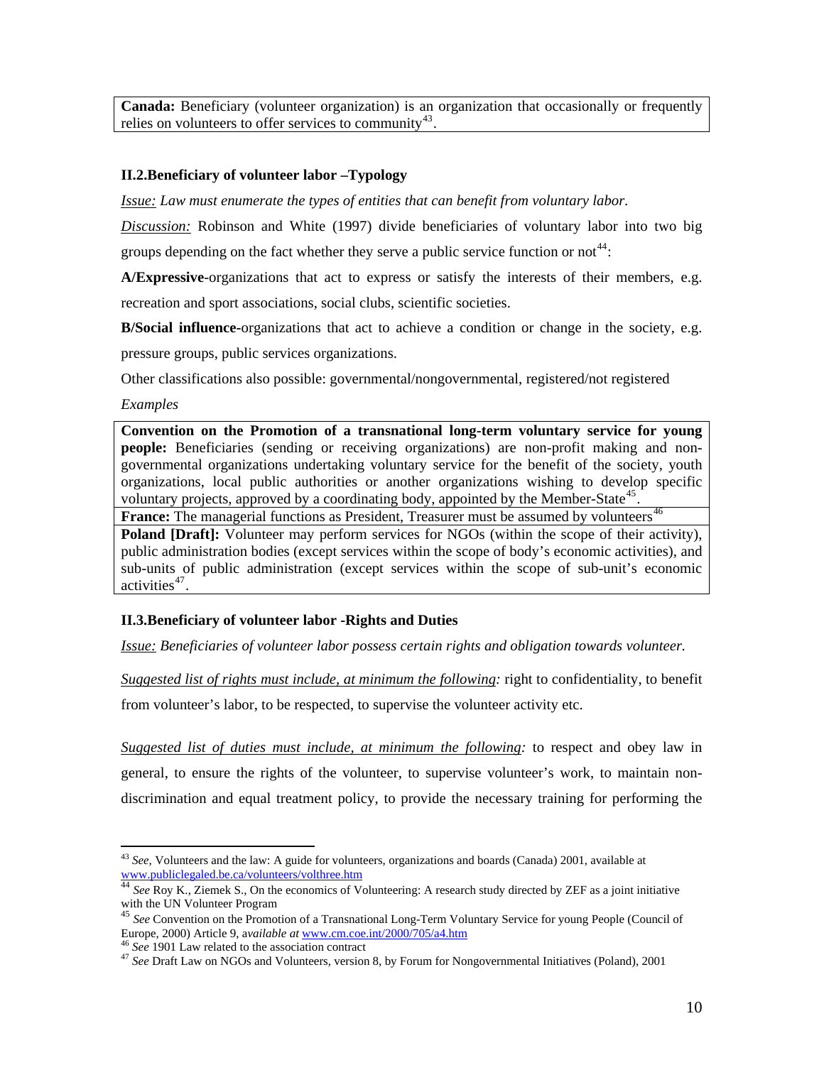| **Canada:** Beneficiary (volunteer organization) is an organization that occasionally or frequently relies on volunteers to offer services to community[43]. |
|---|

### II.2.Beneficiary of volunteer labor –Typology

*Issue: Law must enumerate the types of entities that can benefit from voluntary labor.*

*Discussion:* Robinson and White (1997) divide beneficiaries of voluntary labor into two big groups depending on the fact whether they serve a public service function or not[44]:

**A/Expressive**-organizations that act to express or satisfy the interests of their members, e.g. recreation and sport associations, social clubs, scientific societies.

**B/Social influence**-organizations that act to achieve a condition or change in the society, e.g. pressure groups, public services organizations.

Other classifications also possible: governmental/nongovernmental, registered/not registered

*Examples*

| **Convention on the Promotion of a transnational long-term voluntary service for young people:** Beneficiaries (sending or receiving organizations) are non-profit making and non-governmental organizations undertaking voluntary service for the benefit of the society, youth organizations, local public authorities or another organizations wishing to develop specific voluntary projects, approved by a coordinating body, appointed by the Member-State[45]. |
|---|
| **France:** The managerial functions as President, Treasurer must be assumed by volunteers[46] |
| **Poland [Draft]:** Volunteer may perform services for NGOs (within the scope of their activity), public administration bodies (except services within the scope of body's economic activities), and sub-units of public administration (except services within the scope of sub-unit's economic activities[47]. |

### II.3.Beneficiary of volunteer labor -Rights and Duties

*Issue: Beneficiaries of volunteer labor possess certain rights and obligation towards volunteer.*

*Suggested list of rights must include, at minimum the following:* right to confidentiality, to benefit from volunteer's labor, to be respected, to supervise the volunteer activity etc.

*Suggested list of duties must include, at minimum the following:* to respect and obey law in general, to ensure the rights of the volunteer, to supervise volunteer's work, to maintain non-discrimination and equal treatment policy, to provide the necessary training for performing the

---

[43] *See*, Volunteers and the law: A guide for volunteers, organizations and boards (Canada) 2001, available at www.publiclegaled.be.ca/volunteers/volthree.htm

[44] *See* Roy K., Ziemek S., On the economics of Volunteering: A research study directed by ZEF as a joint initiative with the UN Volunteer Program

[45] *See* Convention on the Promotion of a Transnational Long-Term Voluntary Service for young People (Council of Europe, 2000) Article 9, *available at* www.cm.coe.int/2000/705/a4.htm

[46] *See* 1901 Law related to the association contract

[47] *See* Draft Law on NGOs and Volunteers, version 8, by Forum for Nongovernmental Initiatives (Poland), 2001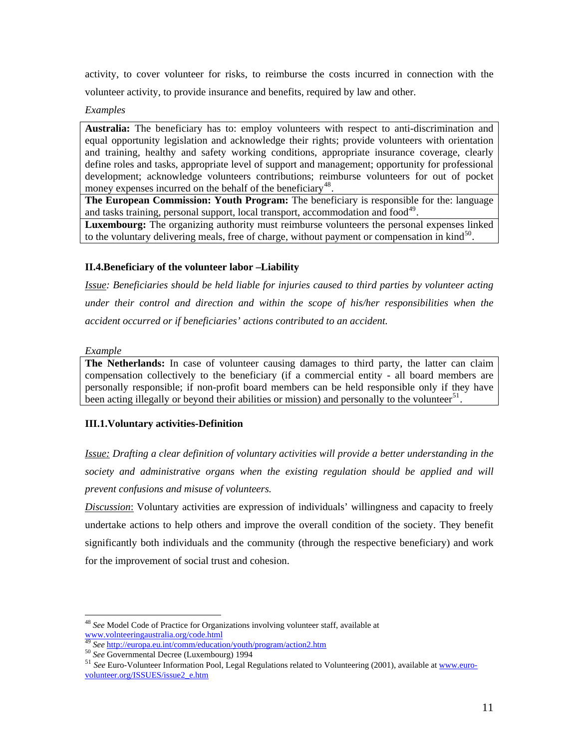activity, to cover volunteer for risks, to reimburse the costs incurred in connection with the volunteer activity, to provide insurance and benefits, required by law and other.

*Examples*

| |
|---|
| **Australia:** The beneficiary has to: employ volunteers with respect to anti-discrimination and equal opportunity legislation and acknowledge their rights; provide volunteers with orientation and training, healthy and safety working conditions, appropriate insurance coverage, clearly define roles and tasks, appropriate level of support and management; opportunity for professional development; acknowledge volunteers contributions; reimburse volunteers for out of pocket money expenses incurred on the behalf of the beneficiary[48]. |
| **The European Commission: Youth Program:** The beneficiary is responsible for the: language and tasks training, personal support, local transport, accommodation and food[49]. |
| **Luxembourg:** The organizing authority must reimburse volunteers the personal expenses linked to the voluntary delivering meals, free of charge, without payment or compensation in kind[50]. |

### II.4.Beneficiary of the volunteer labor –Liability

*Issue: Beneficiaries should be held liable for injuries caused to third parties by volunteer acting under their control and direction and within the scope of his/her responsibilities when the accident occurred or if beneficiaries' actions contributed to an accident.*

*Example*

| |
|---|
| **The Netherlands:** In case of volunteer causing damages to third party, the latter can claim compensation collectively to the beneficiary (if a commercial entity - all board members are personally responsible; if non-profit board members can be held responsible only if they have been acting illegally or beyond their abilities or mission) and personally to the volunteer[51]. |

### III.1.Voluntary activities-Definition

*Issue: Drafting a clear definition of voluntary activities will provide a better understanding in the society and administrative organs when the existing regulation should be applied and will prevent confusions and misuse of volunteers.*

Discussion: Voluntary activities are expression of individuals' willingness and capacity to freely undertake actions to help others and improve the overall condition of the society. They benefit significantly both individuals and the community (through the respective beneficiary) and work for the improvement of social trust and cohesion.

---

[48] *See* Model Code of Practice for Organizations involving volunteer staff, available at www.volnteeringaustralia.org/code.html

[49] *See* http://europa.eu.int/comm/education/youth/program/action2.htm

[50] *See* Governmental Decree (Luxembourg) 1994

[51] *See* Euro-Volunteer Information Pool, Legal Regulations related to Volunteering (2001), available at www.euro-volunteer.org/ISSUES/issue2_e.htm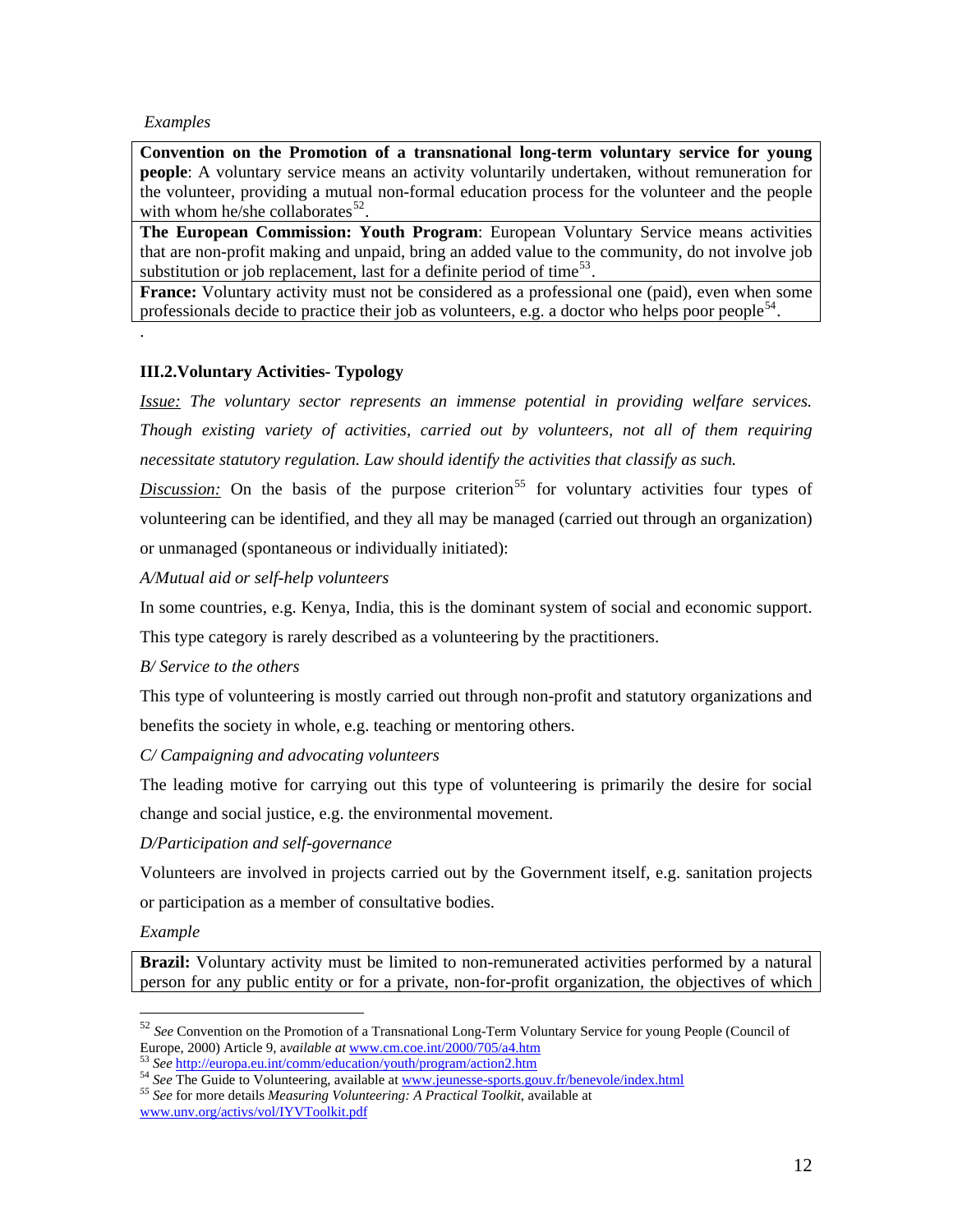*Examples*

| |
|---|
| **Convention on the Promotion of a transnational long-term voluntary service for young people**: A voluntary service means an activity voluntarily undertaken, without remuneration for the volunteer, providing a mutual non-formal education process for the volunteer and the people with whom he/she collaborates[52]. |
| **The European Commission: Youth Program**: European Voluntary Service means activities that are non-profit making and unpaid, bring an added value to the community, do not involve job substitution or job replacement, last for a definite period of time[53]. |
| **France:** Voluntary activity must not be considered as a professional one (paid), even when some professionals decide to practice their job as volunteers, e.g. a doctor who helps poor people[54]. |

.

### III.2.Voluntary Activities- Typology

*<u>Issue:</u> The voluntary sector represents an immense potential in providing welfare services. Though existing variety of activities, carried out by volunteers, not all of them requiring necessitate statutory regulation. Law should identify the activities that classify as such.*

*<u>Discussion:</u>* On the basis of the purpose criterion[55] for voluntary activities four types of volunteering can be identified, and they all may be managed (carried out through an organization) or unmanaged (spontaneous or individually initiated):

*A/Mutual aid or self-help volunteers*

In some countries, e.g. Kenya, India, this is the dominant system of social and economic support. This type category is rarely described as a volunteering by the practitioners.

*B/ Service to the others*

This type of volunteering is mostly carried out through non-profit and statutory organizations and benefits the society in whole, e.g. teaching or mentoring others.

*C/ Campaigning and advocating volunteers*

The leading motive for carrying out this type of volunteering is primarily the desire for social change and social justice, e.g. the environmental movement.

*D/Participation and self-governance*

Volunteers are involved in projects carried out by the Government itself, e.g. sanitation projects or participation as a member of consultative bodies.

*Example*

| |
|---|
| **Brazil:** Voluntary activity must be limited to non-remunerated activities performed by a natural person for any public entity or for a private, non-for-profit organization, the objectives of which |

---

[52] *See* Convention on the Promotion of a Transnational Long-Term Voluntary Service for young People (Council of Europe, 2000) Article 9, *available at* www.cm.coe.int/2000/705/a4.htm

[53] *See* http://europa.eu.int/comm/education/youth/program/action2.htm

[54] *See* The Guide to Volunteering, available at www.jeunesse-sports.gouv.fr/benevole/index.html

[55] *See* for more details *Measuring Volunteering: A Practical Toolkit*, available at www.unv.org/activs/vol/IYVToolkit.pdf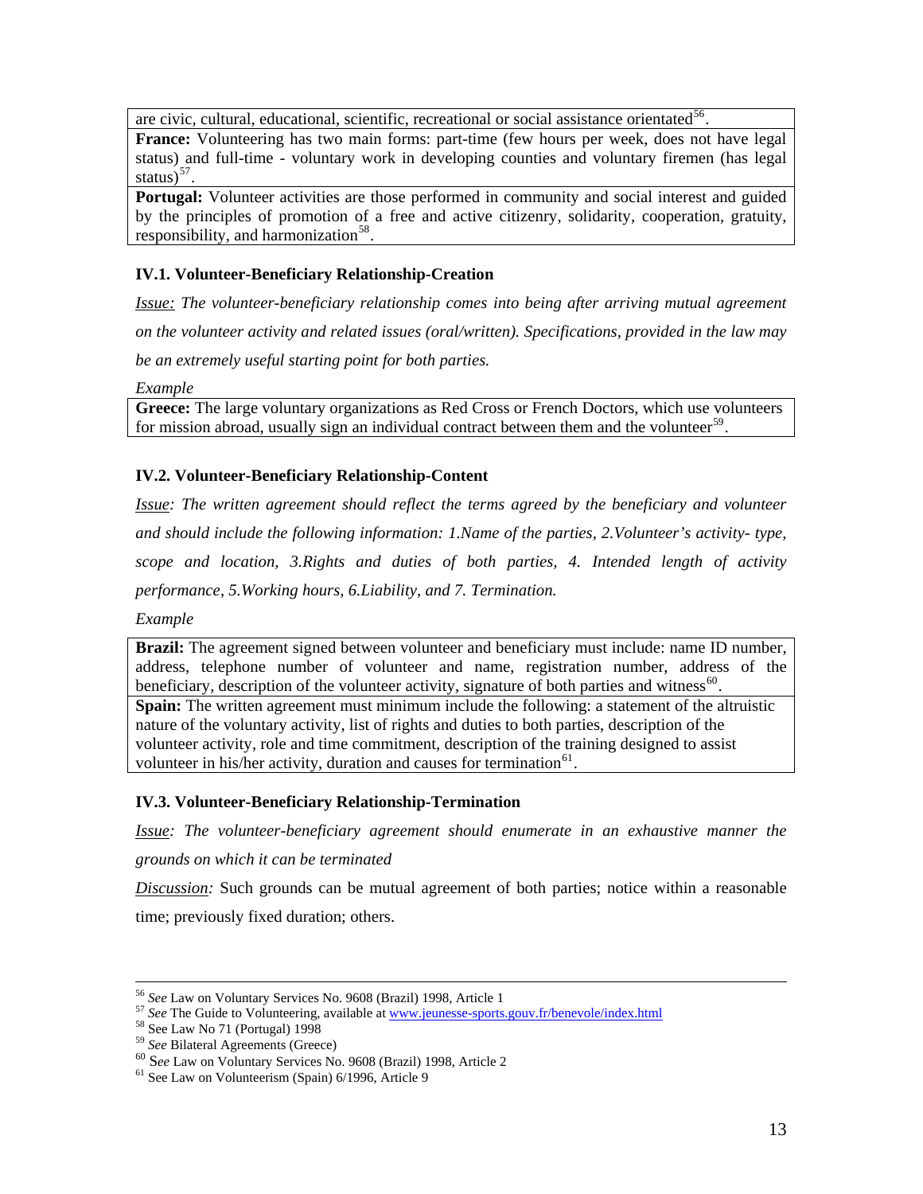are civic, cultural, educational, scientific, recreational or social assistance orientated[56].

**France:** Volunteering has two main forms: part-time (few hours per week, does not have legal status) and full-time - voluntary work in developing counties and voluntary firemen (has legal status)[57].

**Portugal:** Volunteer activities are those performed in community and social interest and guided by the principles of promotion of a free and active citizenry, solidarity, cooperation, gratuity, responsibility, and harmonization[58].

#### IV.1. Volunteer-Beneficiary Relationship-Creation

*Issue: The volunteer-beneficiary relationship comes into being after arriving mutual agreement on the volunteer activity and related issues (oral/written). Specifications, provided in the law may be an extremely useful starting point for both parties.*

*Example*

**Greece:** The large voluntary organizations as Red Cross or French Doctors, which use volunteers for mission abroad, usually sign an individual contract between them and the volunteer[59].

#### IV.2. Volunteer-Beneficiary Relationship-Content

*Issue: The written agreement should reflect the terms agreed by the beneficiary and volunteer and should include the following information: 1.Name of the parties, 2.Volunteer's activity- type, scope and location, 3.Rights and duties of both parties, 4. Intended length of activity performance, 5.Working hours, 6.Liability, and 7. Termination.*

*Example*

**Brazil:** The agreement signed between volunteer and beneficiary must include: name ID number, address, telephone number of volunteer and name, registration number, address of the beneficiary, description of the volunteer activity, signature of both parties and witness[60].

**Spain:** The written agreement must minimum include the following: a statement of the altruistic nature of the voluntary activity, list of rights and duties to both parties, description of the volunteer activity, role and time commitment, description of the training designed to assist volunteer in his/her activity, duration and causes for termination[61].

#### IV.3. Volunteer-Beneficiary Relationship-Termination

*Issue: The volunteer-beneficiary agreement should enumerate in an exhaustive manner the grounds on which it can be terminated*

*Discussion:* Such grounds can be mutual agreement of both parties; notice within a reasonable time; previously fixed duration; others.

---

[56] *See* Law on Voluntary Services No. 9608 (Brazil) 1998, Article 1

[57] *See* The Guide to Volunteering, available at www.jeunesse-sports.gouv.fr/benevole/index.html

[58] See Law No 71 (Portugal) 1998

[59] *See* Bilateral Agreements (Greece)

[60] S*ee* Law on Voluntary Services No. 9608 (Brazil) 1998, Article 2

[61] See Law on Volunteerism (Spain) 6/1996, Article 9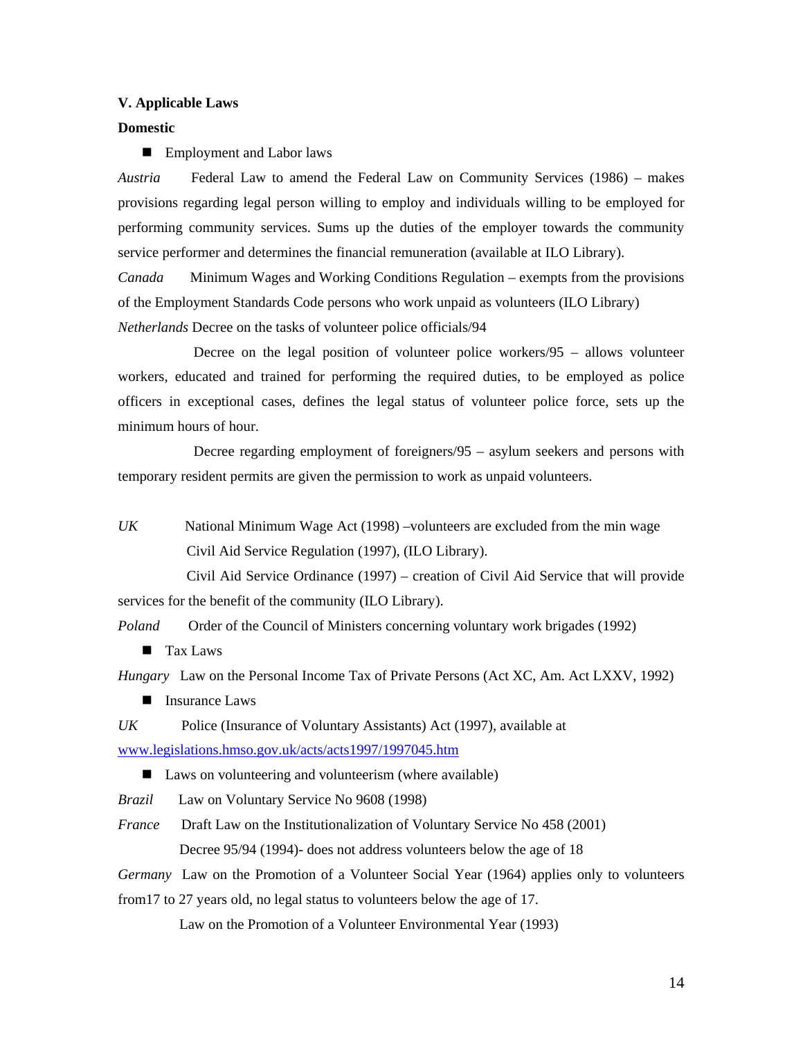**V. Applicable Laws**

**Domestic**

- Employment and Labor laws

*Austria* Federal Law to amend the Federal Law on Community Services (1986) – makes provisions regarding legal person willing to employ and individuals willing to be employed for performing community services. Sums up the duties of the employer towards the community service performer and determines the financial remuneration (available at ILO Library).

*Canada* Minimum Wages and Working Conditions Regulation – exempts from the provisions of the Employment Standards Code persons who work unpaid as volunteers (ILO Library)

*Netherlands* Decree on the tasks of volunteer police officials/94

Decree on the legal position of volunteer police workers/95 – allows volunteer workers, educated and trained for performing the required duties, to be employed as police officers in exceptional cases, defines the legal status of volunteer police force, sets up the minimum hours of hour.

Decree regarding employment of foreigners/95 – asylum seekers and persons with temporary resident permits are given the permission to work as unpaid volunteers.

*UK* National Minimum Wage Act (1998) –volunteers are excluded from the min wage

Civil Aid Service Regulation (1997), (ILO Library).

Civil Aid Service Ordinance (1997) – creation of Civil Aid Service that will provide services for the benefit of the community (ILO Library).

*Poland* Order of the Council of Ministers concerning voluntary work brigades (1992)

- Tax Laws

*Hungary* Law on the Personal Income Tax of Private Persons (Act XC, Am. Act LXXV, 1992)

- Insurance Laws

*UK* Police (Insurance of Voluntary Assistants) Act (1997), available at [www.legislations.hmso.gov.uk/acts/acts1997/1997045.htm](www.legislations.hmso.gov.uk/acts/acts1997/1997045.htm)

- Laws on volunteering and volunteerism (where available)

*Brazil* Law on Voluntary Service No 9608 (1998)

*France* Draft Law on the Institutionalization of Voluntary Service No 458 (2001)

Decree 95/94 (1994)- does not address volunteers below the age of 18

*Germany* Law on the Promotion of a Volunteer Social Year (1964) applies only to volunteers from17 to 27 years old, no legal status to volunteers below the age of 17.

Law on the Promotion of a Volunteer Environmental Year (1993)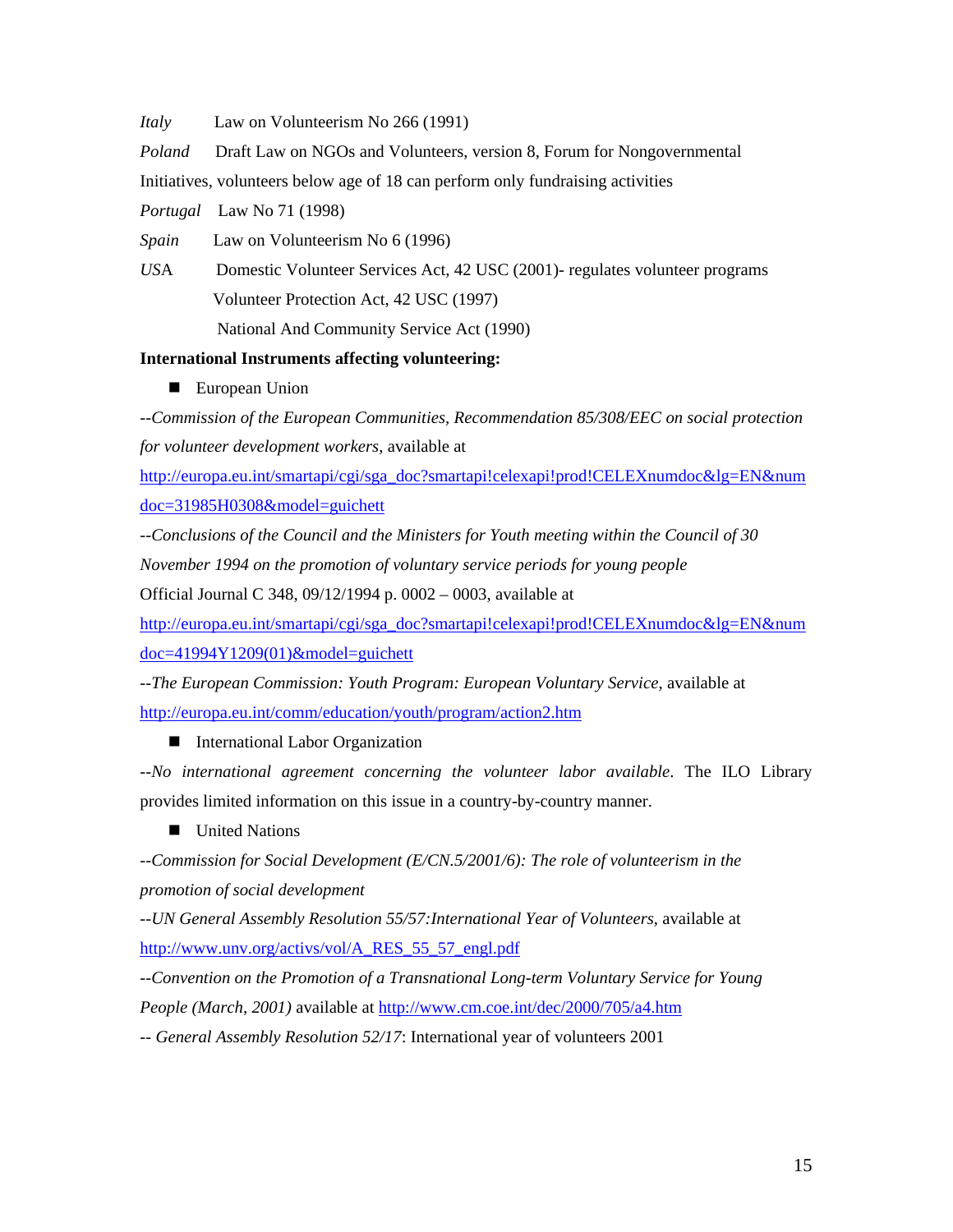*Italy* Law on Volunteerism No 266 (1991)

*Poland* Draft Law on NGOs and Volunteers, version 8, Forum for Nongovernmental Initiatives, volunteers below age of 18 can perform only fundraising activities

*Portugal* Law No 71 (1998)

*Spain* Law on Volunteerism No 6 (1996)

*USA* Domestic Volunteer Services Act, 42 USC (2001)- regulates volunteer programs
Volunteer Protection Act, 42 USC (1997)
National And Community Service Act (1990)

**International Instruments affecting volunteering:**

- European Union

--*Commission of the European Communities, Recommendation 85/308/EEC on social protection for volunteer development workers*, available at http://europa.eu.int/smartapi/cgi/sga_doc?smartapi!celexapi!prod!CELEXnumdoc&lg=EN&numdoc=31985H0308&model=guichett

--*Conclusions of the Council and the Ministers for Youth meeting within the Council of 30 November 1994 on the promotion of voluntary service periods for young people*
Official Journal C 348, 09/12/1994 p. 0002 – 0003, available at http://europa.eu.int/smartapi/cgi/sga_doc?smartapi!celexapi!prod!CELEXnumdoc&lg=EN&numdoc=41994Y1209(01)&model=guichett

--*The European Commission: Youth Program: European Voluntary Service*, available at http://europa.eu.int/comm/education/youth/program/action2.htm

- International Labor Organization

--*No international agreement concerning the volunteer labor available*. The ILO Library provides limited information on this issue in a country-by-country manner.

- United Nations

--*Commission for Social Development (E/CN.5/2001/6): The role of volunteerism in the promotion of social development*

--*UN General Assembly Resolution 55/57:International Year of Volunteers*, available at http://www.unv.org/activs/vol/A_RES_55_57_engl.pdf

--*Convention on the Promotion of a Transnational Long-term Voluntary Service for Young People (March, 2001)* available at http://www.cm.coe.int/dec/2000/705/a4.htm

-- *General Assembly Resolution 52/17*: International year of volunteers 2001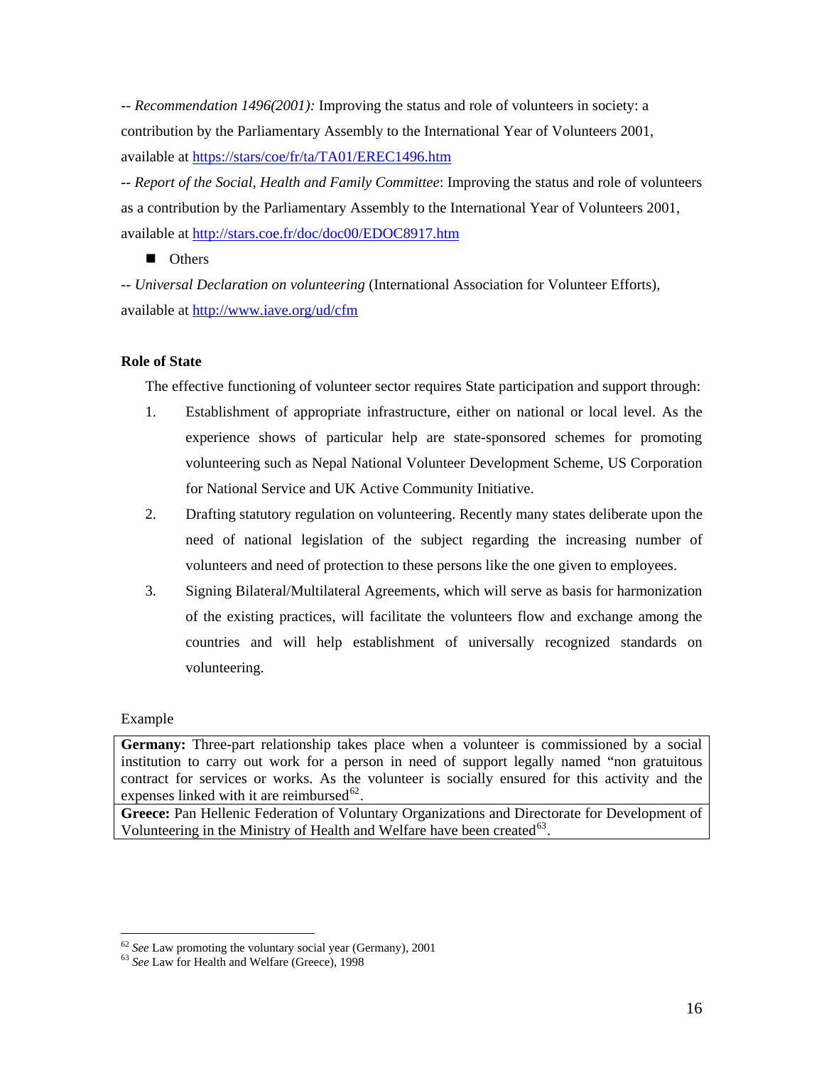-- *Recommendation 1496(2001):* Improving the status and role of volunteers in society: a contribution by the Parliamentary Assembly to the International Year of Volunteers 2001, available at https://stars/coe/fr/ta/TA01/EREC1496.htm

-- *Report of the Social, Health and Family Committee*: Improving the status and role of volunteers as a contribution by the Parliamentary Assembly to the International Year of Volunteers 2001, available at http://stars.coe.fr/doc/doc00/EDOC8917.htm

- Others

-- *Universal Declaration on volunteering* (International Association for Volunteer Efforts), available at http://www.iave.org/ud/cfm

**Role of State**

The effective functioning of volunteer sector requires State participation and support through:

1. Establishment of appropriate infrastructure, either on national or local level. As the experience shows of particular help are state-sponsored schemes for promoting volunteering such as Nepal National Volunteer Development Scheme, US Corporation for National Service and UK Active Community Initiative.
2. Drafting statutory regulation on volunteering. Recently many states deliberate upon the need of national legislation of the subject regarding the increasing number of volunteers and need of protection to these persons like the one given to employees.
3. Signing Bilateral/Multilateral Agreements, which will serve as basis for harmonization of the existing practices, will facilitate the volunteers flow and exchange among the countries and will help establishment of universally recognized standards on volunteering.

Example

| |
|---|
| **Germany:** Three-part relationship takes place when a volunteer is commissioned by a social institution to carry out work for a person in need of support legally named "non gratuitous contract for services or works. As the volunteer is socially ensured for this activity and the expenses linked with it are reimbursed[62]. |
| **Greece:** Pan Hellenic Federation of Voluntary Organizations and Directorate for Development of Volunteering in the Ministry of Health and Welfare have been created[63]. |

[62] *See* Law promoting the voluntary social year (Germany), 2001

[63] *See* Law for Health and Welfare (Greece), 1998